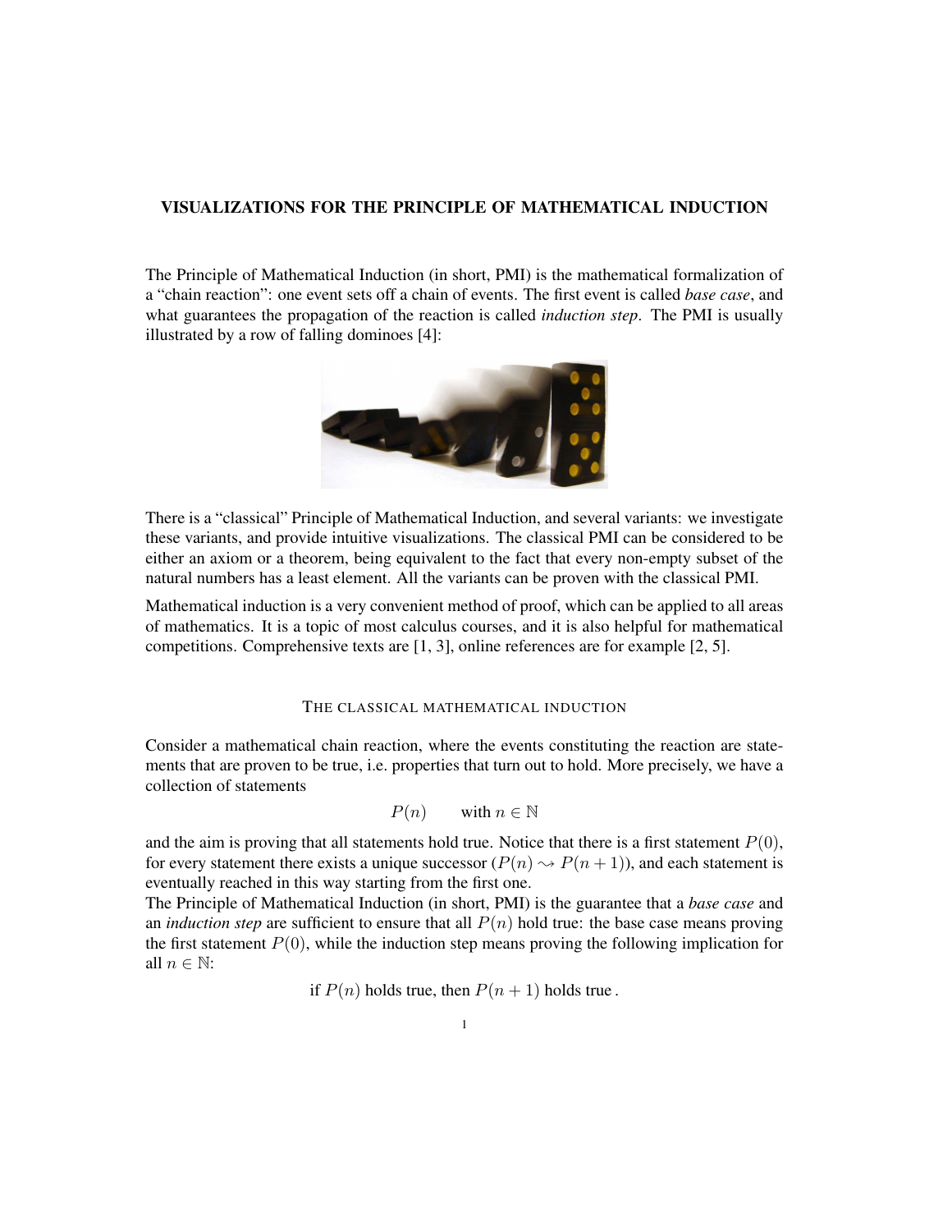# VISUALIZATIONS FOR THE PRINCIPLE OF MATHEMATICAL INDUCTION

The Principle of Mathematical Induction (in short, PMI) is the mathematical formalization of a "chain reaction": one event sets off a chain of events. The first event is called *base case*, and what guarantees the propagation of the reaction is called *induction step*. The PMI is usually illustrated by a row of falling dominoes [4]:

There is a "classical" Principle of Mathematical Induction, and several variants: we investigate these variants, and provide intuitive visualizations. The classical PMI can be considered to be either an axiom or a theorem, being equivalent to the fact that every non-empty subset of the natural numbers has a least element. All the variants can be proven with the classical PMI.

Mathematical induction is a very convenient method of proof, which can be applied to all areas of mathematics. It is a topic of most calculus courses, and it is also helpful for mathematical competitions. Comprehensive texts are [1, 3], online references are for example [2, 5].

## THE CLASSICAL MATHEMATICAL INDUCTION

Consider a mathematical chain reaction, where the events constituting the reaction are statements that are proven to be true, i.e. properties that turn out to hold. More precisely, we have a collection of statements

$$P(n) \qquad \text{with } n \in \mathbb{N}$$

and the aim is proving that all statements hold true. Notice that there is a first statement $P(0)$, for every statement there exists a unique successor ($P(n) \rightsquigarrow P(n+1)$), and each statement is eventually reached in this way starting from the first one.

The Principle of Mathematical Induction (in short, PMI) is the guarantee that a *base case* and an *induction step* are sufficient to ensure that all $P(n)$ hold true: the base case means proving the first statement $P(0)$, while the induction step means proving the following implication for all $n \in \mathbb{N}$:

$$\text{if } P(n) \text{ holds true, then } P(n+1) \text{ holds true}\,.$$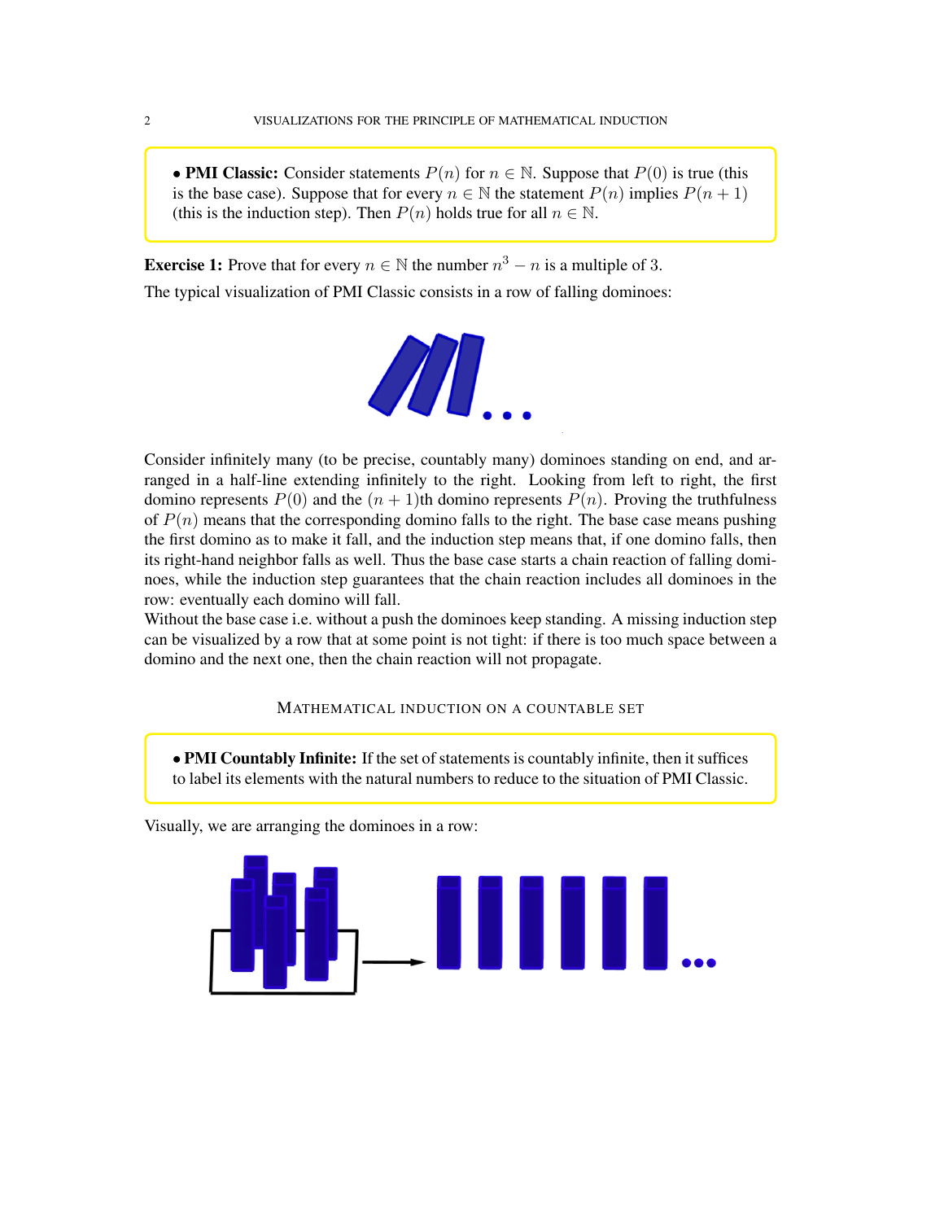> • **PMI Classic:** Consider statements $P(n)$ for $n \in \mathbb{N}$. Suppose that $P(0)$ is true (this is the base case). Suppose that for every $n \in \mathbb{N}$ the statement $P(n)$ implies $P(n+1)$ (this is the induction step). Then $P(n)$ holds true for all $n \in \mathbb{N}$.

**Exercise 1:** Prove that for every $n \in \mathbb{N}$ the number $n^3 - n$ is a multiple of 3.

The typical visualization of PMI Classic consists in a row of falling dominoes:

Consider infinitely many (to be precise, countably many) dominoes standing on end, and arranged in a half-line extending infinitely to the right. Looking from left to right, the first domino represents $P(0)$ and the $(n+1)$th domino represents $P(n)$. Proving the truthfulness of $P(n)$ means that the corresponding domino falls to the right. The base case means pushing the first domino as to make it fall, and the induction step means that, if one domino falls, then its right-hand neighbor falls as well. Thus the base case starts a chain reaction of falling dominoes, while the induction step guarantees that the chain reaction includes all dominoes in the row: eventually each domino will fall.
Without the base case i.e. without a push the dominoes keep standing. A missing induction step can be visualized by a row that at some point is not tight: if there is too much space between a domino and the next one, then the chain reaction will not propagate.

## Mathematical induction on a countable set

> • **PMI Countably Infinite:** If the set of statements is countably infinite, then it suffices to label its elements with the natural numbers to reduce to the situation of PMI Classic.

Visually, we are arranging the dominoes in a row: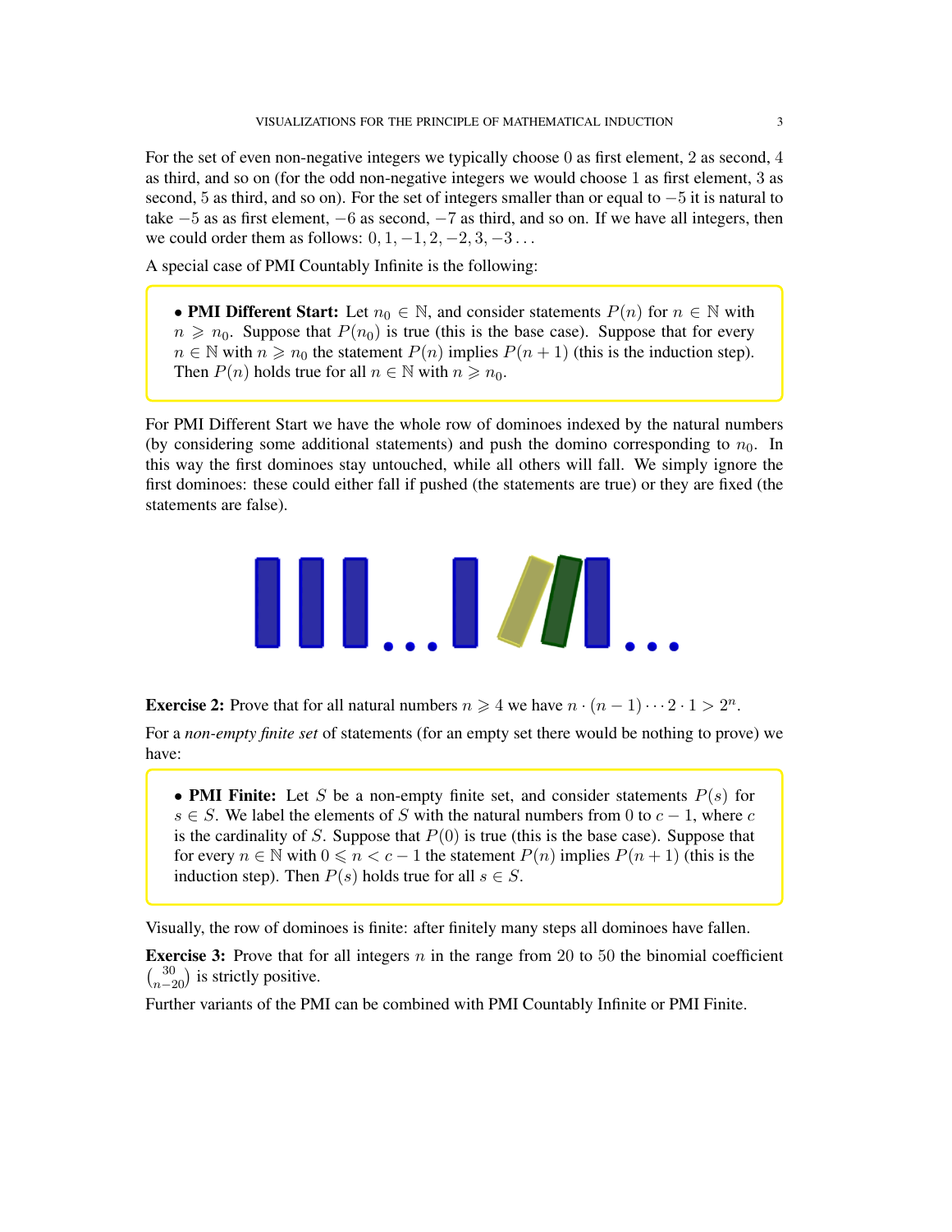For the set of even non-negative integers we typically choose $0$ as first element, $2$ as second, $4$ as third, and so on (for the odd non-negative integers we would choose $1$ as first element, $3$ as second, $5$ as third, and so on). For the set of integers smaller than or equal to $-5$ it is natural to take $-5$ as as first element, $-6$ as second, $-7$ as third, and so on. If we have all integers, then we could order them as follows: $0, 1, -1, 2, -2, 3, -3 \ldots$

A special case of PMI Countably Infinite is the following:

- **PMI Different Start:** Let $n_0 \in \mathbb{N}$, and consider statements $P(n)$ for $n \in \mathbb{N}$ with $n \geqslant n_0$. Suppose that $P(n_0)$ is true (this is the base case). Suppose that for every $n \in \mathbb{N}$ with $n \geqslant n_0$ the statement $P(n)$ implies $P(n+1)$ (this is the induction step). Then $P(n)$ holds true for all $n \in \mathbb{N}$ with $n \geqslant n_0$.

For PMI Different Start we have the whole row of dominoes indexed by the natural numbers (by considering some additional statements) and push the domino corresponding to $n_0$. In this way the first dominoes stay untouched, while all others will fall. We simply ignore the first dominoes: these could either fall if pushed (the statements are true) or they are fixed (the statements are false).

**Exercise 2:** Prove that for all natural numbers $n \geqslant 4$ we have $n \cdot (n-1) \cdots 2 \cdot 1 > 2^n$.

For a *non-empty finite set* of statements (for an empty set there would be nothing to prove) we have:

- **PMI Finite:** Let $S$ be a non-empty finite set, and consider statements $P(s)$ for $s \in S$. We label the elements of $S$ with the natural numbers from $0$ to $c-1$, where $c$ is the cardinality of $S$. Suppose that $P(0)$ is true (this is the base case). Suppose that for every $n \in \mathbb{N}$ with $0 \leqslant n < c-1$ the statement $P(n)$ implies $P(n+1)$ (this is the induction step). Then $P(s)$ holds true for all $s \in S$.

Visually, the row of dominoes is finite: after finitely many steps all dominoes have fallen.

**Exercise 3:** Prove that for all integers $n$ in the range from $20$ to $50$ the binomial coefficient $\binom{30}{n-20}$ is strictly positive.

Further variants of the PMI can be combined with PMI Countably Infinite or PMI Finite.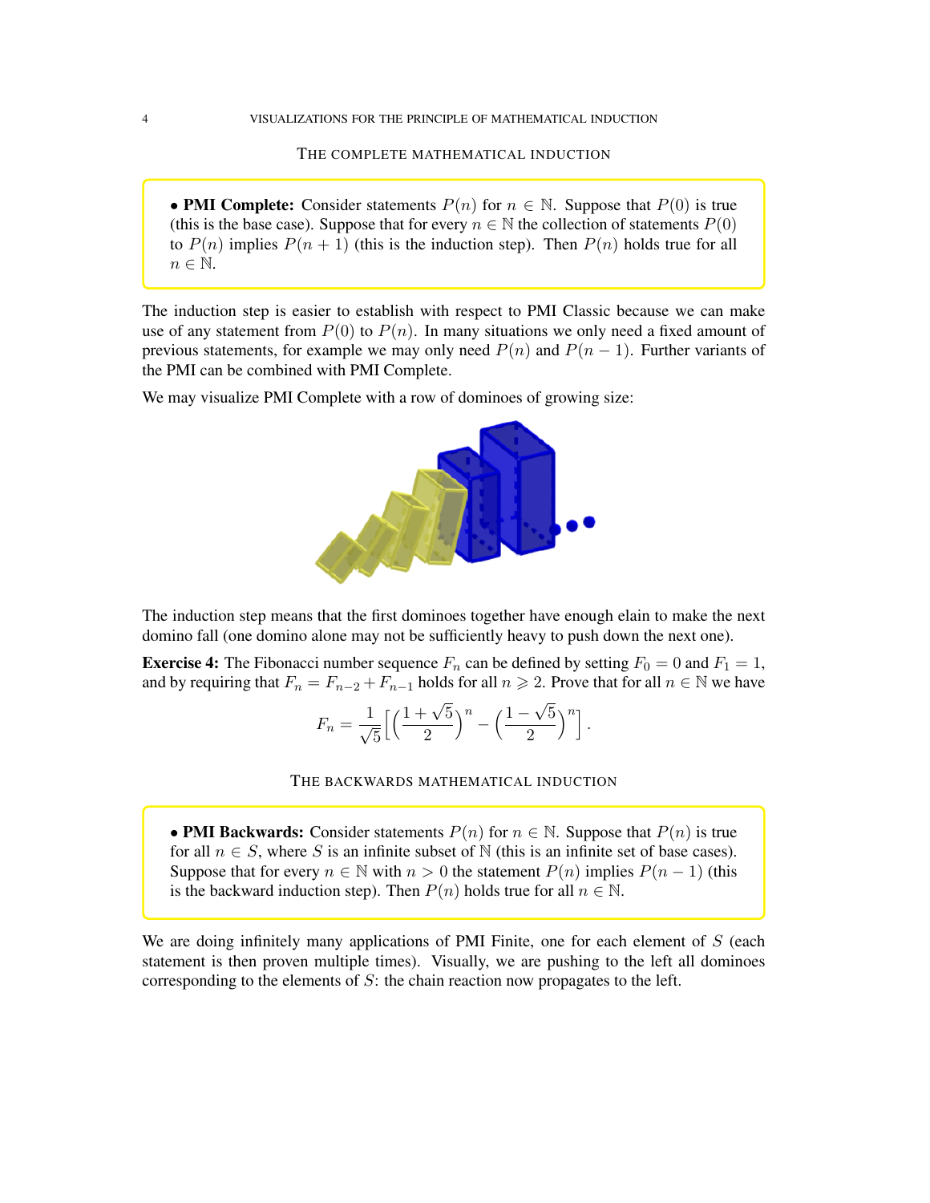## THE COMPLETE MATHEMATICAL INDUCTION

• **PMI Complete:** Consider statements $P(n)$ for $n \in \mathbb{N}$. Suppose that $P(0)$ is true (this is the base case). Suppose that for every $n \in \mathbb{N}$ the collection of statements $P(0)$ to $P(n)$ implies $P(n+1)$ (this is the induction step). Then $P(n)$ holds true for all $n \in \mathbb{N}$.

The induction step is easier to establish with respect to PMI Classic because we can make use of any statement from $P(0)$ to $P(n)$. In many situations we only need a fixed amount of previous statements, for example we may only need $P(n)$ and $P(n-1)$. Further variants of the PMI can be combined with PMI Complete.

We may visualize PMI Complete with a row of dominoes of growing size:

The induction step means that the first dominoes together have enough elain to make the next domino fall (one domino alone may not be sufficiently heavy to push down the next one).

**Exercise 4:** The Fibonacci number sequence $F_n$ can be defined by setting $F_0 = 0$ and $F_1 = 1$, and by requiring that $F_n = F_{n-2} + F_{n-1}$ holds for all $n \geqslant 2$. Prove that for all $n \in \mathbb{N}$ we have

$$F_n = \frac{1}{\sqrt{5}}\Big[\Big(\frac{1+\sqrt{5}}{2}\Big)^n - \Big(\frac{1-\sqrt{5}}{2}\Big)^n\Big].$$

## THE BACKWARDS MATHEMATICAL INDUCTION

• **PMI Backwards:** Consider statements $P(n)$ for $n \in \mathbb{N}$. Suppose that $P(n)$ is true for all $n \in S$, where $S$ is an infinite subset of $\mathbb{N}$ (this is an infinite set of base cases). Suppose that for every $n \in \mathbb{N}$ with $n > 0$ the statement $P(n)$ implies $P(n-1)$ (this is the backward induction step). Then $P(n)$ holds true for all $n \in \mathbb{N}$.

We are doing infinitely many applications of PMI Finite, one for each element of $S$ (each statement is then proven multiple times). Visually, we are pushing to the left all dominoes corresponding to the elements of $S$: the chain reaction now propagates to the left.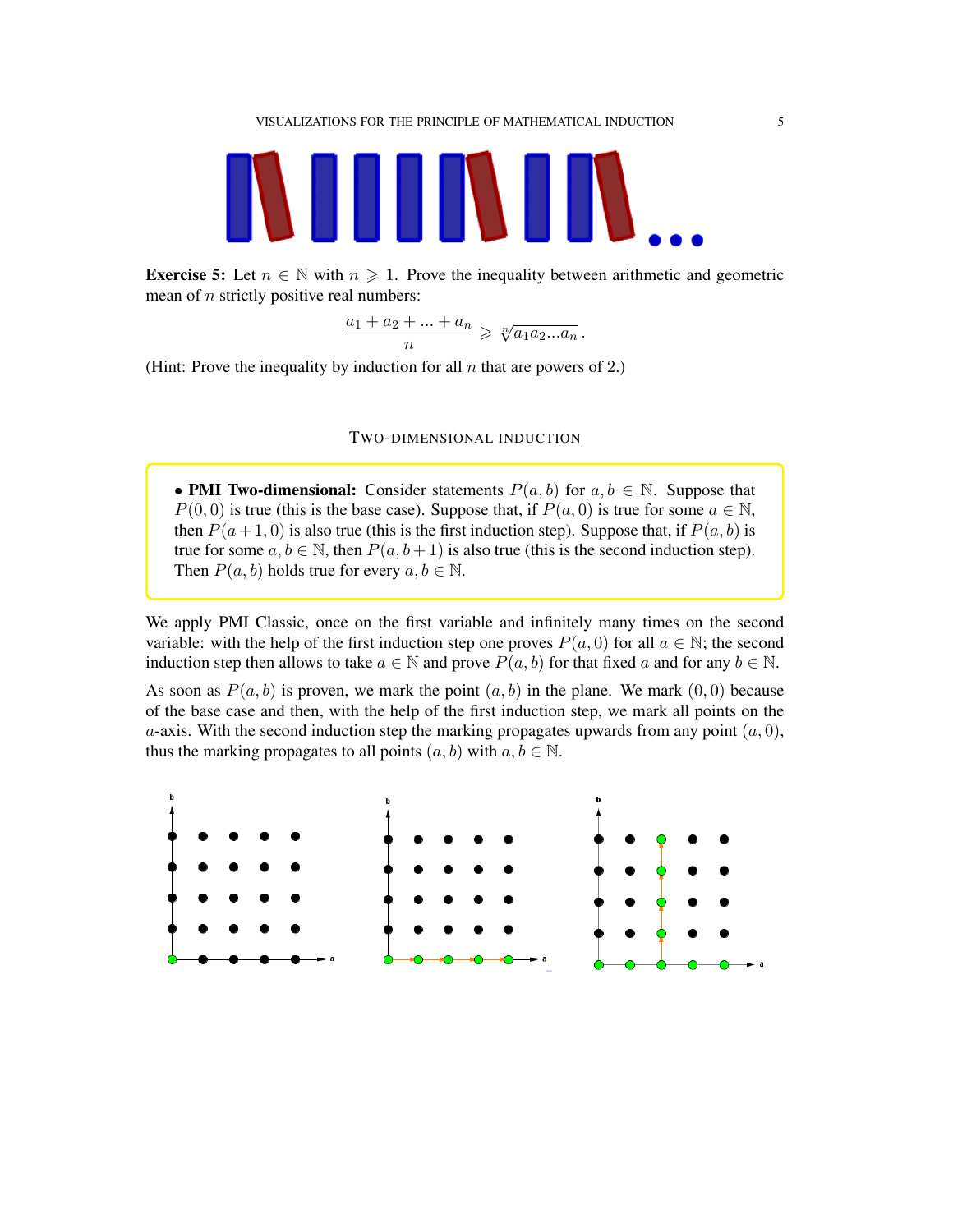**Exercise 5:** Let $n \in \mathbb{N}$ with $n \geqslant 1$. Prove the inequality between arithmetic and geometric mean of $n$ strictly positive real numbers:

$$\frac{a_1 + a_2 + \ldots + a_n}{n} \geqslant \sqrt[n]{a_1 a_2 \ldots a_n}\,.$$

(Hint: Prove the inequality by induction for all $n$ that are powers of 2.)

## Two-dimensional induction

• **PMI Two-dimensional:** Consider statements $P(a, b)$ for $a, b \in \mathbb{N}$. Suppose that $P(0, 0)$ is true (this is the base case). Suppose that, if $P(a, 0)$ is true for some $a \in \mathbb{N}$, then $P(a+1, 0)$ is also true (this is the first induction step). Suppose that, if $P(a, b)$ is true for some $a, b \in \mathbb{N}$, then $P(a, b+1)$ is also true (this is the second induction step). Then $P(a, b)$ holds true for every $a, b \in \mathbb{N}$.

We apply PMI Classic, once on the first variable and infinitely many times on the second variable: with the help of the first induction step one proves $P(a, 0)$ for all $a \in \mathbb{N}$; the second induction step then allows to take $a \in \mathbb{N}$ and prove $P(a, b)$ for that fixed $a$ and for any $b \in \mathbb{N}$.

As soon as $P(a, b)$ is proven, we mark the point $(a, b)$ in the plane. We mark $(0, 0)$ because of the base case and then, with the help of the first induction step, we mark all points on the $a$-axis. With the second induction step the marking propagates upwards from any point $(a, 0)$, thus the marking propagates to all points $(a, b)$ with $a, b \in \mathbb{N}$.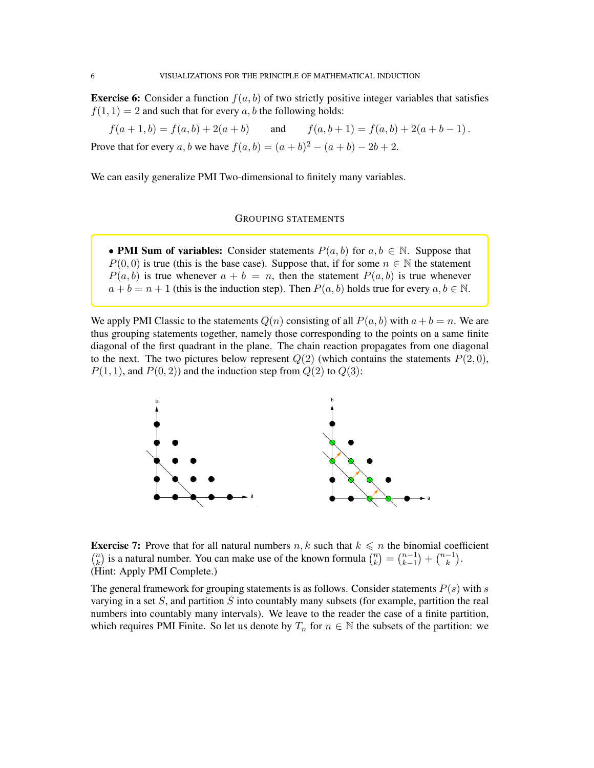**Exercise 6:** Consider a function $f(a,b)$ of two strictly positive integer variables that satisfies $f(1,1) = 2$ and such that for every $a, b$ the following holds:

$$f(a+1,b) = f(a,b) + 2(a+b) \qquad \text{and} \qquad f(a,b+1) = f(a,b) + 2(a+b-1)\,.$$

Prove that for every $a, b$ we have $f(a,b) = (a+b)^2 - (a+b) - 2b + 2$.

We can easily generalize PMI Two-dimensional to finitely many variables.

## Grouping statements

• **PMI Sum of variables:** Consider statements $P(a,b)$ for $a, b \in \mathbb{N}$. Suppose that $P(0,0)$ is true (this is the base case). Suppose that, if for some $n \in \mathbb{N}$ the statement $P(a,b)$ is true whenever $a + b = n$, then the statement $P(a,b)$ is true whenever $a + b = n + 1$ (this is the induction step). Then $P(a,b)$ holds true for every $a, b \in \mathbb{N}$.

We apply PMI Classic to the statements $Q(n)$ consisting of all $P(a,b)$ with $a + b = n$. We are thus grouping statements together, namely those corresponding to the points on a same finite diagonal of the first quadrant in the plane. The chain reaction propagates from one diagonal to the next. The two pictures below represent $Q(2)$ (which contains the statements $P(2,0)$, $P(1,1)$, and $P(0,2)$) and the induction step from $Q(2)$ to $Q(3)$:

**Exercise 7:** Prove that for all natural numbers $n, k$ such that $k \leqslant n$ the binomial coefficient $\binom{n}{k}$ is a natural number. You can make use of the known formula $\binom{n}{k} = \binom{n-1}{k-1} + \binom{n-1}{k}$. (Hint: Apply PMI Complete.)

The general framework for grouping statements is as follows. Consider statements $P(s)$ with $s$ varying in a set $S$, and partition $S$ into countably many subsets (for example, partition the real numbers into countably many intervals). We leave to the reader the case of a finite partition, which requires PMI Finite. So let us denote by $T_n$ for $n \in \mathbb{N}$ the subsets of the partition: we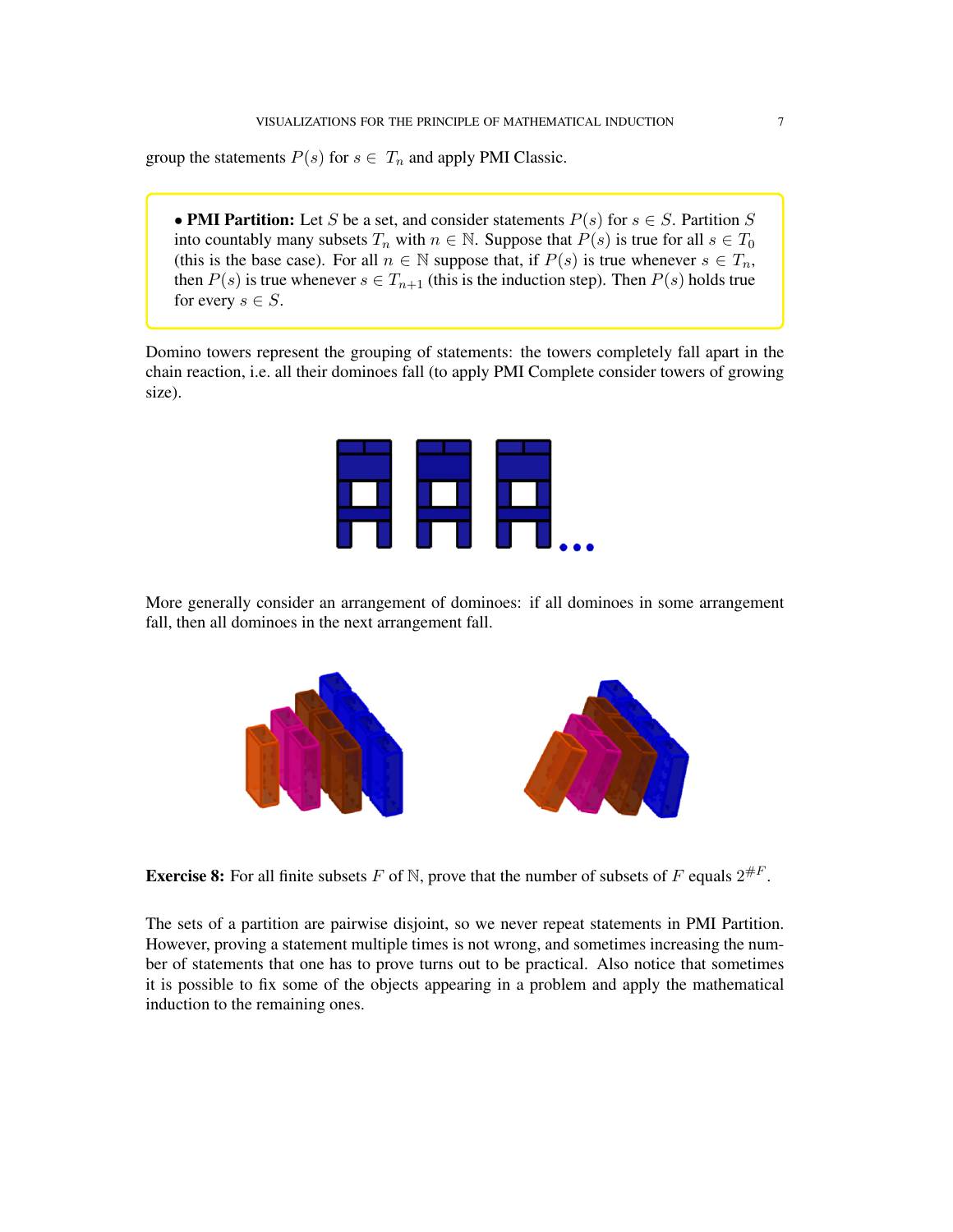group the statements $P(s)$ for $s \in T_n$ and apply PMI Classic.

• **PMI Partition:** Let $S$ be a set, and consider statements $P(s)$ for $s \in S$. Partition $S$ into countably many subsets $T_n$ with $n \in \mathbb{N}$. Suppose that $P(s)$ is true for all $s \in T_0$ (this is the base case). For all $n \in \mathbb{N}$ suppose that, if $P(s)$ is true whenever $s \in T_n$, then $P(s)$ is true whenever $s \in T_{n+1}$ (this is the induction step). Then $P(s)$ holds true for every $s \in S$.

Domino towers represent the grouping of statements: the towers completely fall apart in the chain reaction, i.e. all their dominoes fall (to apply PMI Complete consider towers of growing size).

More generally consider an arrangement of dominoes: if all dominoes in some arrangement fall, then all dominoes in the next arrangement fall.

**Exercise 8:** For all finite subsets $F$ of $\mathbb{N}$, prove that the number of subsets of $F$ equals $2^{\#F}$.

The sets of a partition are pairwise disjoint, so we never repeat statements in PMI Partition. However, proving a statement multiple times is not wrong, and sometimes increasing the number of statements that one has to prove turns out to be practical. Also notice that sometimes it is possible to fix some of the objects appearing in a problem and apply the mathematical induction to the remaining ones.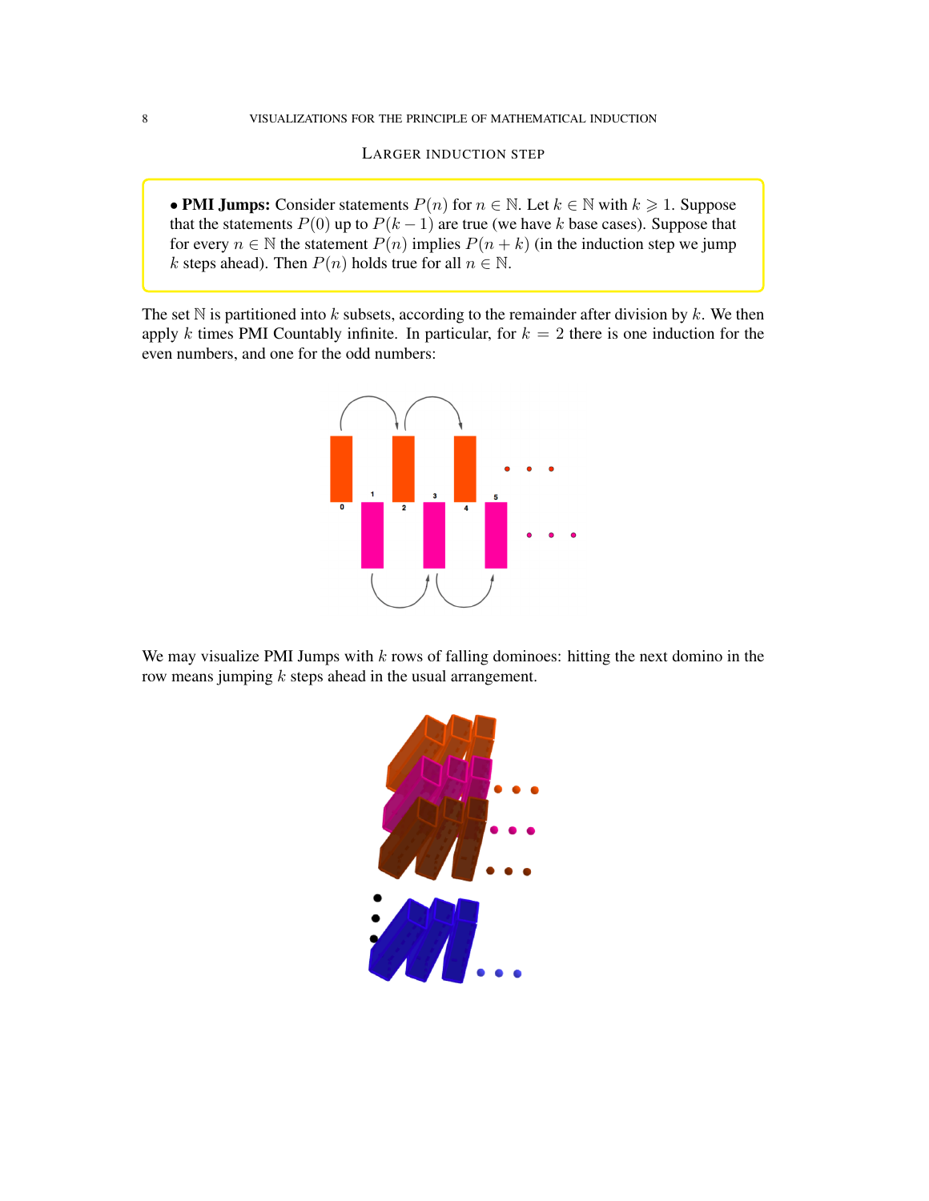## LARGER INDUCTION STEP

• **PMI Jumps:** Consider statements $P(n)$ for $n \in \mathbb{N}$. Let $k \in \mathbb{N}$ with $k \geqslant 1$. Suppose that the statements $P(0)$ up to $P(k-1)$ are true (we have $k$ base cases). Suppose that for every $n \in \mathbb{N}$ the statement $P(n)$ implies $P(n+k)$ (in the induction step we jump $k$ steps ahead). Then $P(n)$ holds true for all $n \in \mathbb{N}$.

The set $\mathbb{N}$ is partitioned into $k$ subsets, according to the remainder after division by $k$. We then apply $k$ times PMI Countably infinite. In particular, for $k = 2$ there is one induction for the even numbers, and one for the odd numbers:

We may visualize PMI Jumps with $k$ rows of falling dominoes: hitting the next domino in the row means jumping $k$ steps ahead in the usual arrangement.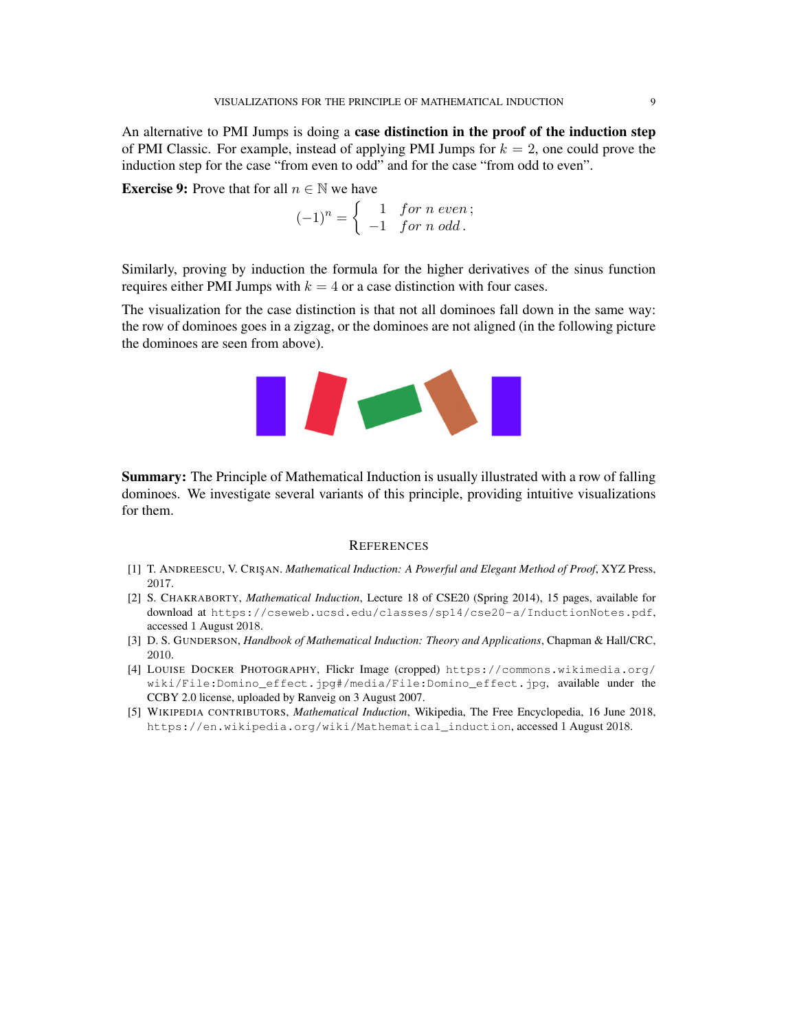An alternative to PMI Jumps is doing a **case distinction in the proof of the induction step** of PMI Classic. For example, instead of applying PMI Jumps for $k = 2$, one could prove the induction step for the case "from even to odd" and for the case "from odd to even".

**Exercise 9:** Prove that for all $n \in \mathbb{N}$ we have

$$(-1)^n = \begin{cases} 1 & for\ n\ even\,; \\ -1 & for\ n\ odd\,. \end{cases}$$

Similarly, proving by induction the formula for the higher derivatives of the sinus function requires either PMI Jumps with $k = 4$ or a case distinction with four cases.

The visualization for the case distinction is that not all dominoes fall down in the same way: the row of dominoes goes in a zigzag, or the dominoes are not aligned (in the following picture the dominoes are seen from above).

**Summary:** The Principle of Mathematical Induction is usually illustrated with a row of falling dominoes. We investigate several variants of this principle, providing intuitive visualizations for them.

## References

[1] T. Andreescu, V. Crişan. *Mathematical Induction: A Powerful and Elegant Method of Proof*, XYZ Press, 2017.

[2] S. Chakraborty, *Mathematical Induction*, Lecture 18 of CSE20 (Spring 2014), 15 pages, available for download at `https://cseweb.ucsd.edu/classes/sp14/cse20-a/InductionNotes.pdf`, accessed 1 August 2018.

[3] D. S. Gunderson, *Handbook of Mathematical Induction: Theory and Applications*, Chapman & Hall/CRC, 2010.

[4] Louise Docker Photography, Flickr Image (cropped) `https://commons.wikimedia.org/wiki/File:Domino_effect.jpg#/media/File:Domino_effect.jpg`, available under the CCBY 2.0 license, uploaded by Ranveig on 3 August 2007.

[5] Wikipedia contributors, *Mathematical Induction*, Wikipedia, The Free Encyclopedia, 16 June 2018, `https://en.wikipedia.org/wiki/Mathematical_induction`, accessed 1 August 2018.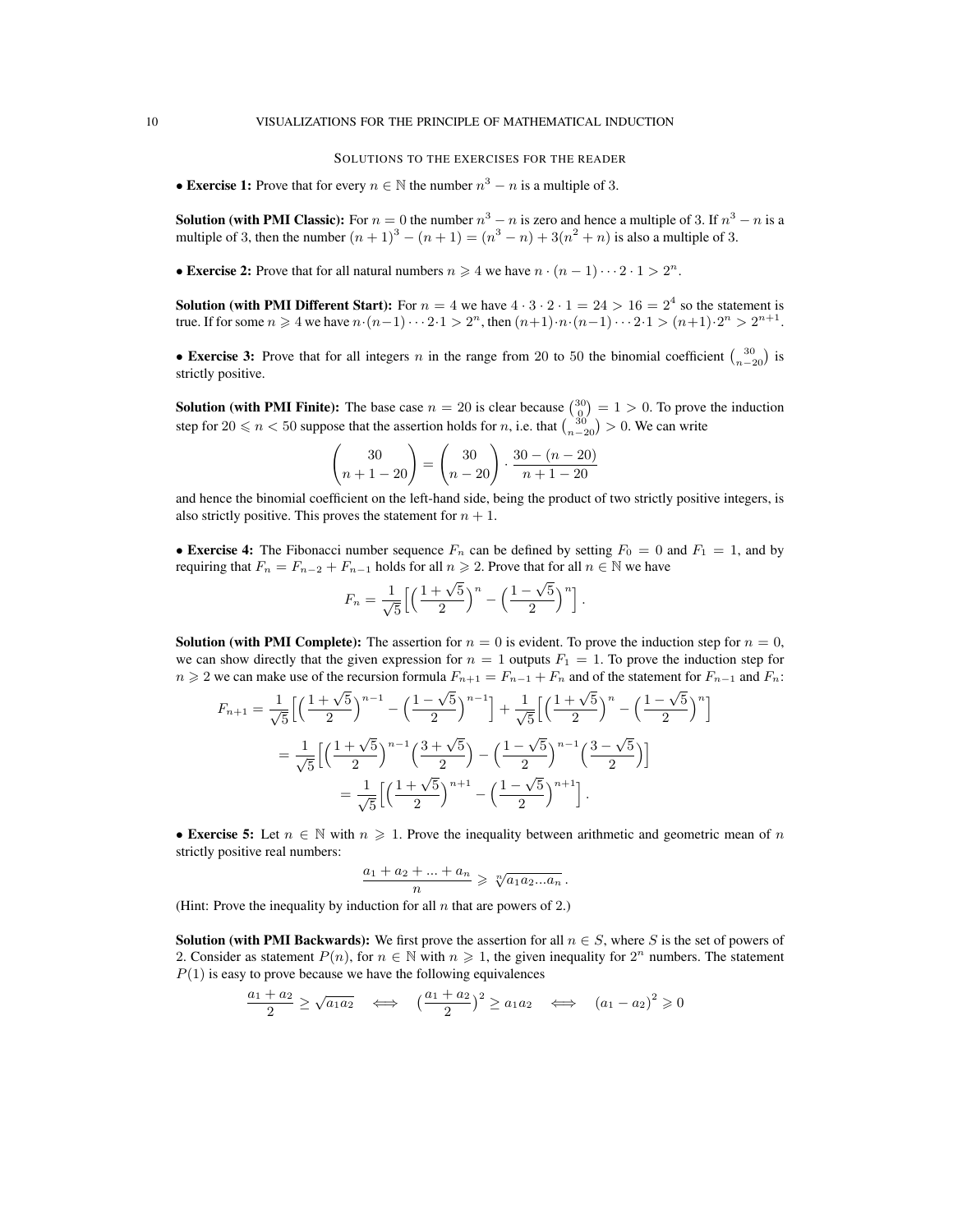## Solutions to the exercises for the reader

• **Exercise 1:** Prove that for every $n \in \mathbb{N}$ the number $n^3 - n$ is a multiple of 3.

**Solution (with PMI Classic):** For $n = 0$ the number $n^3 - n$ is zero and hence a multiple of 3. If $n^3 - n$ is a multiple of 3, then the number $(n+1)^3 - (n+1) = (n^3 - n) + 3(n^2 + n)$ is also a multiple of 3.

• **Exercise 2:** Prove that for all natural numbers $n \geqslant 4$ we have $n \cdot (n-1) \cdots 2 \cdot 1 > 2^n$.

**Solution (with PMI Different Start):** For $n = 4$ we have $4 \cdot 3 \cdot 2 \cdot 1 = 24 > 16 = 2^4$ so the statement is true. If for some $n \geqslant 4$ we have $n \cdot (n-1) \cdots 2 \cdot 1 > 2^n$, then $(n+1) \cdot n \cdot (n-1) \cdots 2 \cdot 1 > (n+1) \cdot 2^n > 2^{n+1}$.

• **Exercise 3:** Prove that for all integers $n$ in the range from 20 to 50 the binomial coefficient $\binom{30}{n-20}$ is strictly positive.

**Solution (with PMI Finite):** The base case $n = 20$ is clear because $\binom{30}{0} = 1 > 0$. To prove the induction step for $20 \leqslant n < 50$ suppose that the assertion holds for $n$, i.e. that $\binom{30}{n-20} > 0$. We can write

$$\binom{30}{n+1-20} = \binom{30}{n-20} \cdot \frac{30 - (n-20)}{n+1-20}$$

and hence the binomial coefficient on the left-hand side, being the product of two strictly positive integers, is also strictly positive. This proves the statement for $n+1$.

• **Exercise 4:** The Fibonacci number sequence $F_n$ can be defined by setting $F_0 = 0$ and $F_1 = 1$, and by requiring that $F_n = F_{n-2} + F_{n-1}$ holds for all $n \geqslant 2$. Prove that for all $n \in \mathbb{N}$ we have

$$F_n = \frac{1}{\sqrt{5}} \Big[ \Big( \frac{1+\sqrt{5}}{2} \Big)^n - \Big( \frac{1-\sqrt{5}}{2} \Big)^n \Big] .$$

**Solution (with PMI Complete):** The assertion for $n = 0$ is evident. To prove the induction step for $n = 0$, we can show directly that the given expression for $n = 1$ outputs $F_1 = 1$. To prove the induction step for $n \geqslant 2$ we can make use of the recursion formula $F_{n+1} = F_{n-1} + F_n$ and of the statement for $F_{n-1}$ and $F_n$:

$$\begin{aligned}
F_{n+1} &= \frac{1}{\sqrt{5}} \Big[ \Big( \frac{1+\sqrt{5}}{2} \Big)^{n-1} - \Big( \frac{1-\sqrt{5}}{2} \Big)^{n-1} \Big] + \frac{1}{\sqrt{5}} \Big[ \Big( \frac{1+\sqrt{5}}{2} \Big)^{n} - \Big( \frac{1-\sqrt{5}}{2} \Big)^{n} \Big] \\
&= \frac{1}{\sqrt{5}} \Big[ \Big( \frac{1+\sqrt{5}}{2} \Big)^{n-1} \Big( \frac{3+\sqrt{5}}{2} \Big) - \Big( \frac{1-\sqrt{5}}{2} \Big)^{n-1} \Big( \frac{3-\sqrt{5}}{2} \Big) \Big] \\
&= \frac{1}{\sqrt{5}} \Big[ \Big( \frac{1+\sqrt{5}}{2} \Big)^{n+1} - \Big( \frac{1-\sqrt{5}}{2} \Big)^{n+1} \Big] .
\end{aligned}$$

• **Exercise 5:** Let $n \in \mathbb{N}$ with $n \geqslant 1$. Prove the inequality between arithmetic and geometric mean of $n$ strictly positive real numbers:

$$\frac{a_1 + a_2 + ... + a_n}{n} \geqslant \sqrt[n]{a_1 a_2 ... a_n} .$$

(Hint: Prove the inequality by induction for all $n$ that are powers of 2.)

**Solution (with PMI Backwards):** We first prove the assertion for all $n \in S$, where $S$ is the set of powers of 2. Consider as statement $P(n)$, for $n \in \mathbb{N}$ with $n \geqslant 1$, the given inequality for $2^n$ numbers. The statement $P(1)$ is easy to prove because we have the following equivalences

$$\frac{a_1 + a_2}{2} \geq \sqrt{a_1 a_2} \quad \Longleftrightarrow \quad \big( \frac{a_1 + a_2}{2} \big)^2 \geq a_1 a_2 \quad \Longleftrightarrow \quad (a_1 - a_2)^2 \geqslant 0$$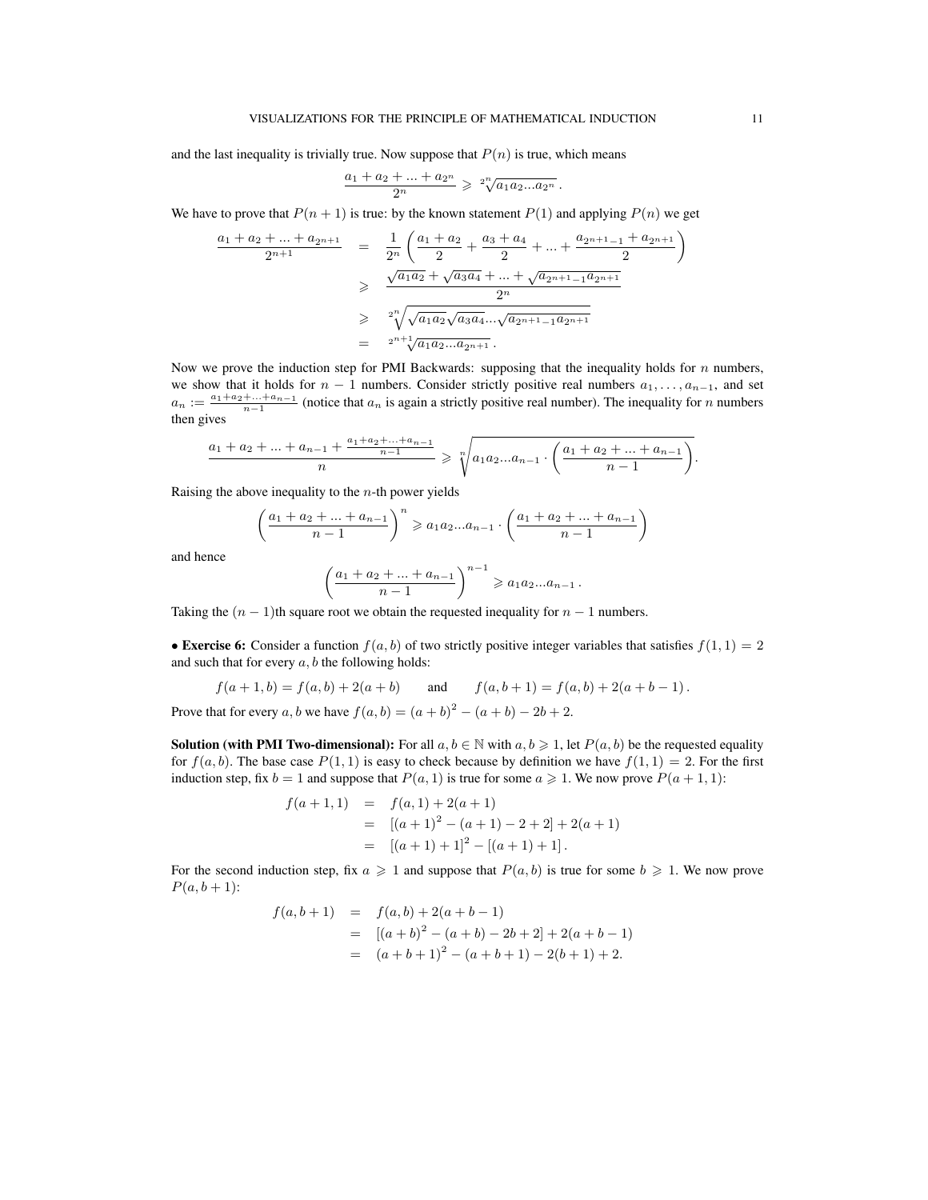and the last inequality is trivially true. Now suppose that $P(n)$ is true, which means

$$\frac{a_1 + a_2 + ... + a_{2^n}}{2^n} \geqslant \sqrt[2^n]{a_1 a_2 ... a_{2^n}}\,.$$

We have to prove that $P(n+1)$ is true: by the known statement $P(1)$ and applying $P(n)$ we get

$$\begin{aligned}
\frac{a_1 + a_2 + ... + a_{2^{n+1}}}{2^{n+1}} &= \frac{1}{2^n}\left(\frac{a_1 + a_2}{2} + \frac{a_3 + a_4}{2} + ... + \frac{a_{2^{n+1}-1} + a_{2^{n+1}}}{2}\right) \\
&\geqslant \frac{\sqrt{a_1 a_2} + \sqrt{a_3 a_4} + ... + \sqrt{a_{2^{n+1}-1} a_{2^{n+1}}}}{2^n} \\
&\geqslant \sqrt[2^n]{\sqrt{a_1 a_2}\sqrt{a_3 a_4} ... \sqrt{a_{2^{n+1}-1} a_{2^{n+1}}}} \\
&= \sqrt[2^{n+1}]{a_1 a_2 ... a_{2^{n+1}}}\,.
\end{aligned}$$

Now we prove the induction step for PMI Backwards: supposing that the inequality holds for $n$ numbers, we show that it holds for $n-1$ numbers. Consider strictly positive real numbers $a_1, \ldots, a_{n-1}$, and set $a_n := \frac{a_1 + a_2 + ... + a_{n-1}}{n-1}$ (notice that $a_n$ is again a strictly positive real number). The inequality for $n$ numbers then gives

$$\frac{a_1 + a_2 + ... + a_{n-1} + \frac{a_1 + a_2 + ... + a_{n-1}}{n-1}}{n} \geqslant \sqrt[n]{a_1 a_2 ... a_{n-1} \cdot \left(\frac{a_1 + a_2 + ... + a_{n-1}}{n-1}\right)}.$$

Raising the above inequality to the $n$-th power yields

$$\left(\frac{a_1 + a_2 + ... + a_{n-1}}{n-1}\right)^n \geqslant a_1 a_2 ... a_{n-1} \cdot \left(\frac{a_1 + a_2 + ... + a_{n-1}}{n-1}\right)$$

and hence

$$\left(\frac{a_1 + a_2 + ... + a_{n-1}}{n-1}\right)^{n-1} \geqslant a_1 a_2 ... a_{n-1}\,.$$

Taking the $(n-1)$th square root we obtain the requested inequality for $n-1$ numbers.

• **Exercise 6:** Consider a function $f(a, b)$ of two strictly positive integer variables that satisfies $f(1, 1) = 2$ and such that for every $a, b$ the following holds:

$$f(a+1, b) = f(a, b) + 2(a+b) \qquad \text{and} \qquad f(a, b+1) = f(a, b) + 2(a+b-1)\,.$$

Prove that for every $a, b$ we have $f(a, b) = (a+b)^2 - (a+b) - 2b + 2$.

**Solution (with PMI Two-dimensional):** For all $a, b \in \mathbb{N}$ with $a, b \geqslant 1$, let $P(a, b)$ be the requested equality for $f(a, b)$. The base case $P(1, 1)$ is easy to check because by definition we have $f(1, 1) = 2$. For the first induction step, fix $b = 1$ and suppose that $P(a, 1)$ is true for some $a \geqslant 1$. We now prove $P(a+1, 1)$:

$$\begin{aligned}
f(a+1, 1) &= f(a, 1) + 2(a+1) \\
&= [(a+1)^2 - (a+1) - 2 + 2] + 2(a+1) \\
&= [(a+1)+1]^2 - [(a+1)+1]\,.
\end{aligned}$$

For the second induction step, fix $a \geqslant 1$ and suppose that $P(a, b)$ is true for some $b \geqslant 1$. We now prove $P(a, b+1)$:

$$\begin{aligned}
f(a, b+1) &= f(a, b) + 2(a+b-1) \\
&= [(a+b)^2 - (a+b) - 2b + 2] + 2(a+b-1) \\
&= (a+b+1)^2 - (a+b+1) - 2(b+1) + 2.
\end{aligned}$$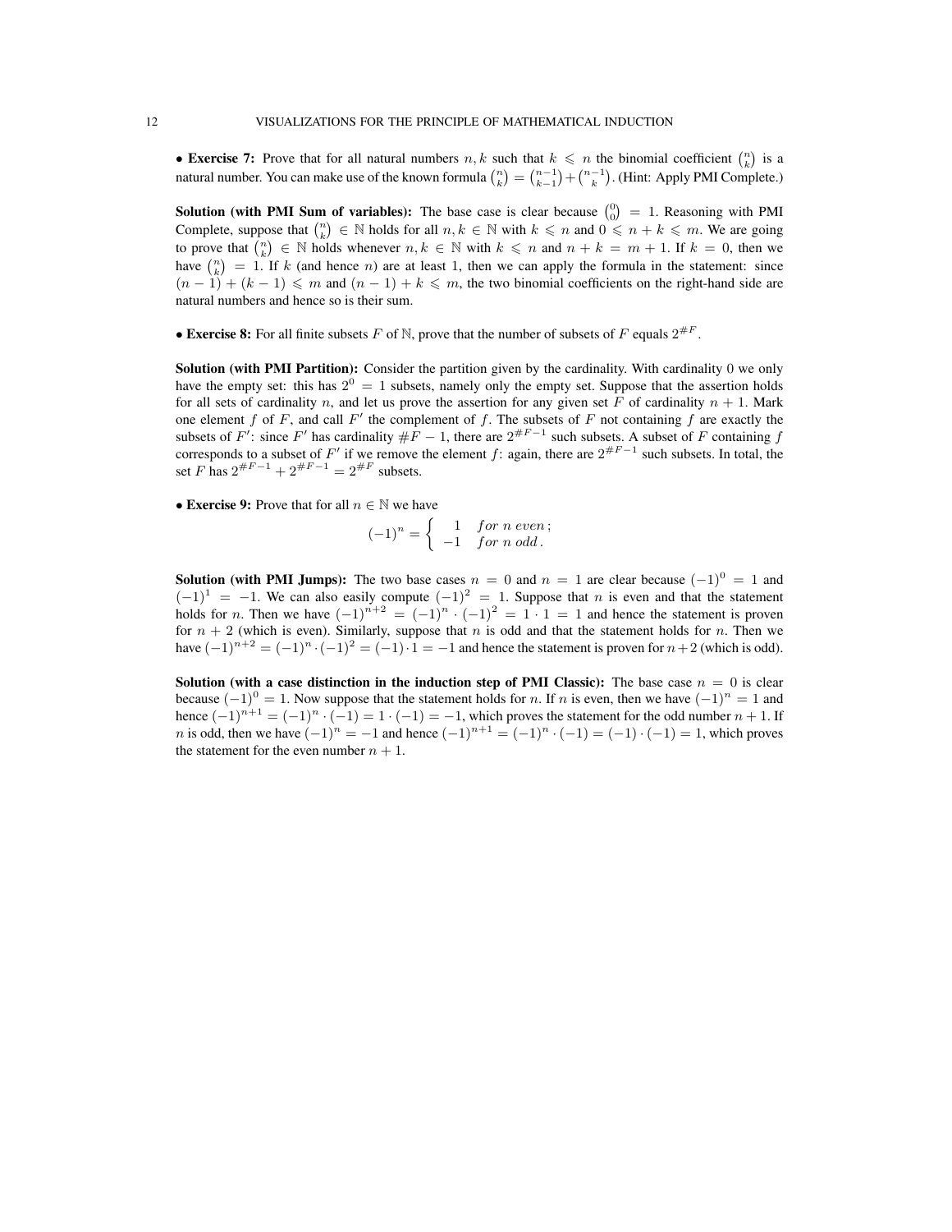• **Exercise 7:** Prove that for all natural numbers $n, k$ such that $k \leqslant n$ the binomial coefficient $\binom{n}{k}$ is a natural number. You can make use of the known formula $\binom{n}{k} = \binom{n-1}{k-1} + \binom{n-1}{k}$. (Hint: Apply PMI Complete.)

**Solution (with PMI Sum of variables):** The base case is clear because $\binom{0}{0} = 1$. Reasoning with PMI Complete, suppose that $\binom{n}{k} \in \mathbb{N}$ holds for all $n, k \in \mathbb{N}$ with $k \leqslant n$ and $0 \leqslant n + k \leqslant m$. We are going to prove that $\binom{n}{k} \in \mathbb{N}$ holds whenever $n, k \in \mathbb{N}$ with $k \leqslant n$ and $n + k = m + 1$. If $k = 0$, then we have $\binom{n}{k} = 1$. If $k$ (and hence $n$) are at least 1, then we can apply the formula in the statement: since $(n-1) + (k-1) \leqslant m$ and $(n-1) + k \leqslant m$, the two binomial coefficients on the right-hand side are natural numbers and hence so is their sum.

• **Exercise 8:** For all finite subsets $F$ of $\mathbb{N}$, prove that the number of subsets of $F$ equals $2^{\#F}$.

**Solution (with PMI Partition):** Consider the partition given by the cardinality. With cardinality 0 we only have the empty set: this has $2^0 = 1$ subsets, namely only the empty set. Suppose that the assertion holds for all sets of cardinality $n$, and let us prove the assertion for any given set $F$ of cardinality $n + 1$. Mark one element $f$ of $F$, and call $F'$ the complement of $f$. The subsets of $F$ not containing $f$ are exactly the subsets of $F'$: since $F'$ has cardinality $\#F - 1$, there are $2^{\#F-1}$ such subsets. A subset of $F$ containing $f$ corresponds to a subset of $F'$ if we remove the element $f$: again, there are $2^{\#F-1}$ such subsets. In total, the set $F$ has $2^{\#F-1} + 2^{\#F-1} = 2^{\#F}$ subsets.

• **Exercise 9:** Prove that for all $n \in \mathbb{N}$ we have

$$(-1)^n = \begin{cases} 1 & for\ n\ even\,; \\ -1 & for\ n\ odd\,. \end{cases}$$

**Solution (with PMI Jumps):** The two base cases $n = 0$ and $n = 1$ are clear because $(-1)^0 = 1$ and $(-1)^1 = -1$. We can also easily compute $(-1)^2 = 1$. Suppose that $n$ is even and that the statement holds for $n$. Then we have $(-1)^{n+2} = (-1)^n \cdot (-1)^2 = 1 \cdot 1 = 1$ and hence the statement is proven for $n + 2$ (which is even). Similarly, suppose that $n$ is odd and that the statement holds for $n$. Then we have $(-1)^{n+2} = (-1)^n \cdot (-1)^2 = (-1) \cdot 1 = -1$ and hence the statement is proven for $n+2$ (which is odd).

**Solution (with a case distinction in the induction step of PMI Classic):** The base case $n = 0$ is clear because $(-1)^0 = 1$. Now suppose that the statement holds for $n$. If $n$ is even, then we have $(-1)^n = 1$ and hence $(-1)^{n+1} = (-1)^n \cdot (-1) = 1 \cdot (-1) = -1$, which proves the statement for the odd number $n + 1$. If $n$ is odd, then we have $(-1)^n = -1$ and hence $(-1)^{n+1} = (-1)^n \cdot (-1) = (-1) \cdot (-1) = 1$, which proves the statement for the even number $n + 1$.